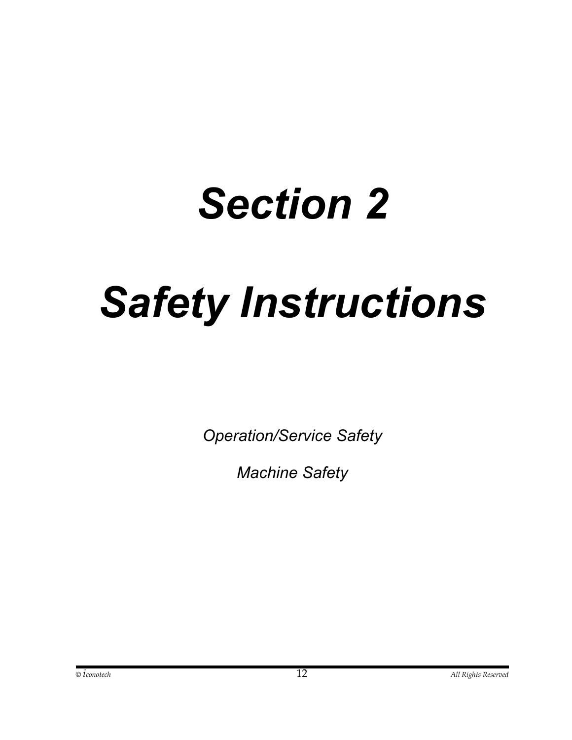# *Section 2*

# *Safety Instructions*

*Operation/Service Safety*

*Machine Safety*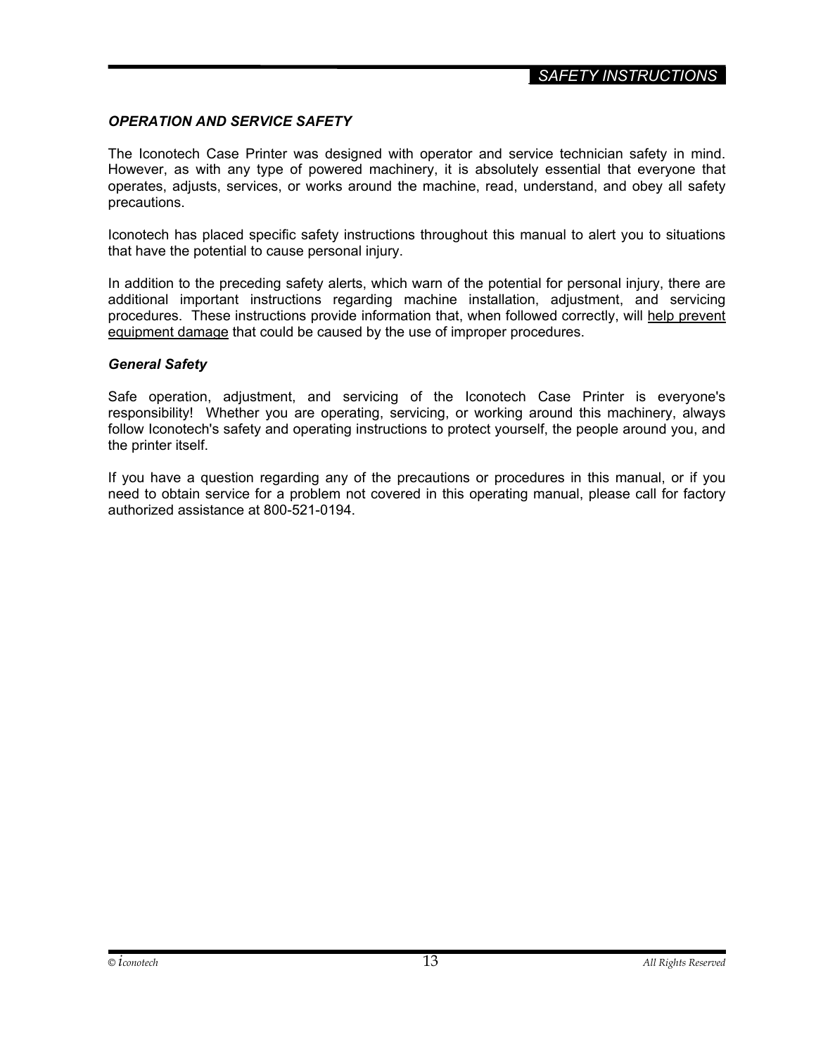### *OPERATION AND SERVICE SAFETY*

The Iconotech Case Printer was designed with operator and service technician safety in mind. However, as with any type of powered machinery, it is absolutely essential that everyone that operates, adjusts, services, or works around the machine, read, understand, and obey all safety precautions.

Iconotech has placed specific safety instructions throughout this manual to alert you to situations that have the potential to cause personal injury.

In addition to the preceding safety alerts, which warn of the potential for personal injury, there are additional important instructions regarding machine installation, adjustment, and servicing procedures. These instructions provide information that, when followed correctly, will <u>help prevent equipment damage</u> that could be caused by the use of improper procedures.

#### *General Safety*

Safe operation, adjustment, and servicing of the Iconotech Case Printer is everyone's responsibility! Whether you are operating, servicing, or working around this machinery, always follow Iconotech's safety and operating instructions to protect yourself, the people around you, and the printer itself.

If you have a question regarding any of the precautions or procedures in this manual, or if you need to obtain service for a problem not covered in this operating manual, please call for factory authorized assistance at 800-521-0194.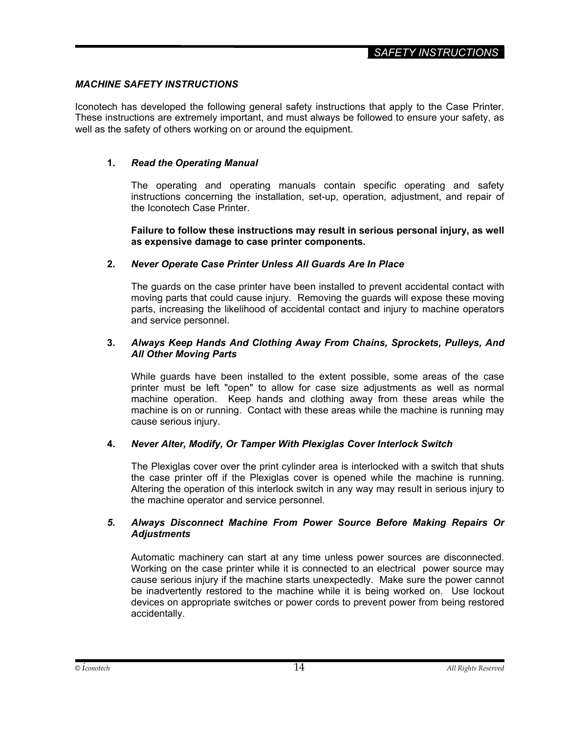## *MACHINE SAFETY INSTRUCTIONS*

Iconotech has developed the following general safety instructions that apply to the Case Printer. These instructions are extremely important, and must always be followed to ensure your safety, as well as the safety of others working on or around the equipment.

**1.** ***Read the Operating Manual***

The operating and operating manuals contain specific operating and safety instructions concerning the installation, set-up, operation, adjustment, and repair of the Iconotech Case Printer.

**Failure to follow these instructions may result in serious personal injury, as well as expensive damage to case printer components.**

**2.** ***Never Operate Case Printer Unless All Guards Are In Place***

The guards on the case printer have been installed to prevent accidental contact with moving parts that could cause injury. Removing the guards will expose these moving parts, increasing the likelihood of accidental contact and injury to machine operators and service personnel.

**3.** ***Always Keep Hands And Clothing Away From Chains, Sprockets, Pulleys, And All Other Moving Parts***

While guards have been installed to the extent possible, some areas of the case printer must be left "open" to allow for case size adjustments as well as normal machine operation. Keep hands and clothing away from these areas while the machine is on or running. Contact with these areas while the machine is running may cause serious injury.

**4.** ***Never Alter, Modify, Or Tamper With Plexiglas Cover Interlock Switch***

The Plexiglas cover over the print cylinder area is interlocked with a switch that shuts the case printer off if the Plexiglas cover is opened while the machine is running. Altering the operation of this interlock switch in any way may result in serious injury to the machine operator and service personnel.

***5.*** ***Always Disconnect Machine From Power Source Before Making Repairs Or Adjustments***

Automatic machinery can start at any time unless power sources are disconnected. Working on the case printer while it is connected to an electrical power source may cause serious injury if the machine starts unexpectedly. Make sure the power cannot be inadvertently restored to the machine while it is being worked on. Use lockout devices on appropriate switches or power cords to prevent power from being restored accidentally.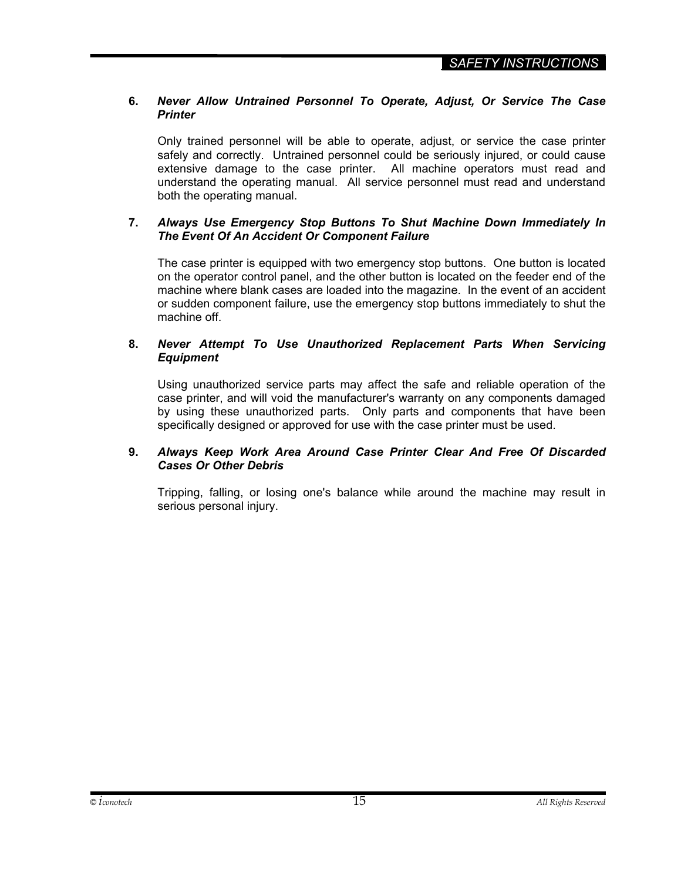6. ***Never Allow Untrained Personnel To Operate, Adjust, Or Service The Case Printer***

   Only trained personnel will be able to operate, adjust, or service the case printer safely and correctly. Untrained personnel could be seriously injured, or could cause extensive damage to the case printer. All machine operators must read and understand the operating manual. All service personnel must read and understand both the operating manual.

7. ***Always Use Emergency Stop Buttons To Shut Machine Down Immediately In The Event Of An Accident Or Component Failure***

   The case printer is equipped with two emergency stop buttons. One button is located on the operator control panel, and the other button is located on the feeder end of the machine where blank cases are loaded into the magazine. In the event of an accident or sudden component failure, use the emergency stop buttons immediately to shut the machine off.

8. ***Never Attempt To Use Unauthorized Replacement Parts When Servicing Equipment***

   Using unauthorized service parts may affect the safe and reliable operation of the case printer, and will void the manufacturer's warranty on any components damaged by using these unauthorized parts. Only parts and components that have been specifically designed or approved for use with the case printer must be used.

9. ***Always Keep Work Area Around Case Printer Clear And Free Of Discarded Cases Or Other Debris***

   Tripping, falling, or losing one's balance while around the machine may result in serious personal injury.